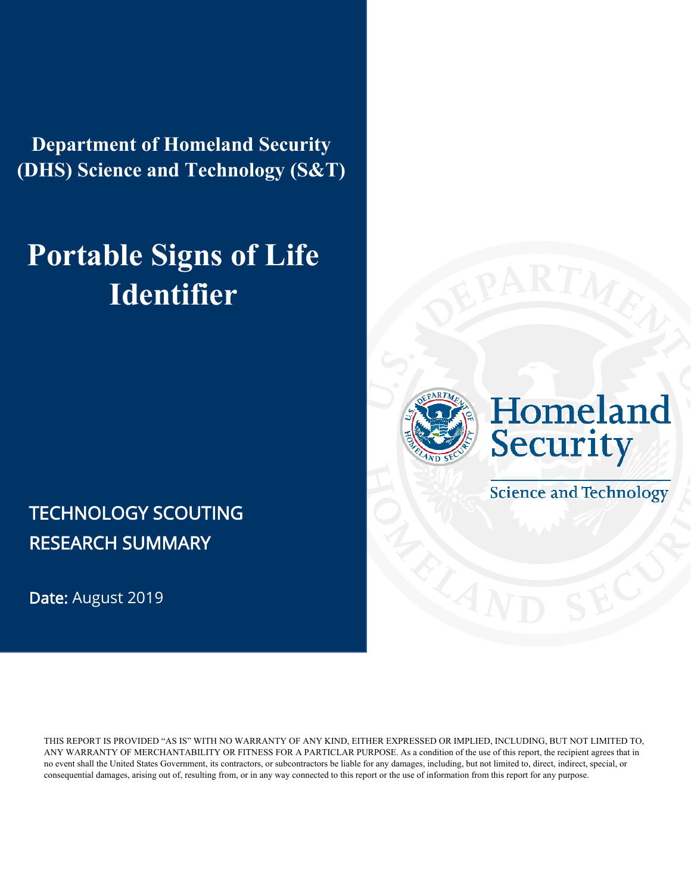**Department of Homeland Security (DHS) Science and Technology (S&T)**

# Portable Signs of Life Identifier

Homeland Security

Science and Technology

## TECHNOLOGY SCOUTING RESEARCH SUMMARY

**Date:** August 2019

THIS REPORT IS PROVIDED "AS IS" WITH NO WARRANTY OF ANY KIND, EITHER EXPRESSED OR IMPLIED, INCLUDING, BUT NOT LIMITED TO, ANY WARRANTY OF MERCHANTABILITY OR FITNESS FOR A PARTICLAR PURPOSE. As a condition of the use of this report, the recipient agrees that in no event shall the United States Government, its contractors, or subcontractors be liable for any damages, including, but not limited to, direct, indirect, special, or consequential damages, arising out of, resulting from, or in any way connected to this report or the use of information from this report for any purpose.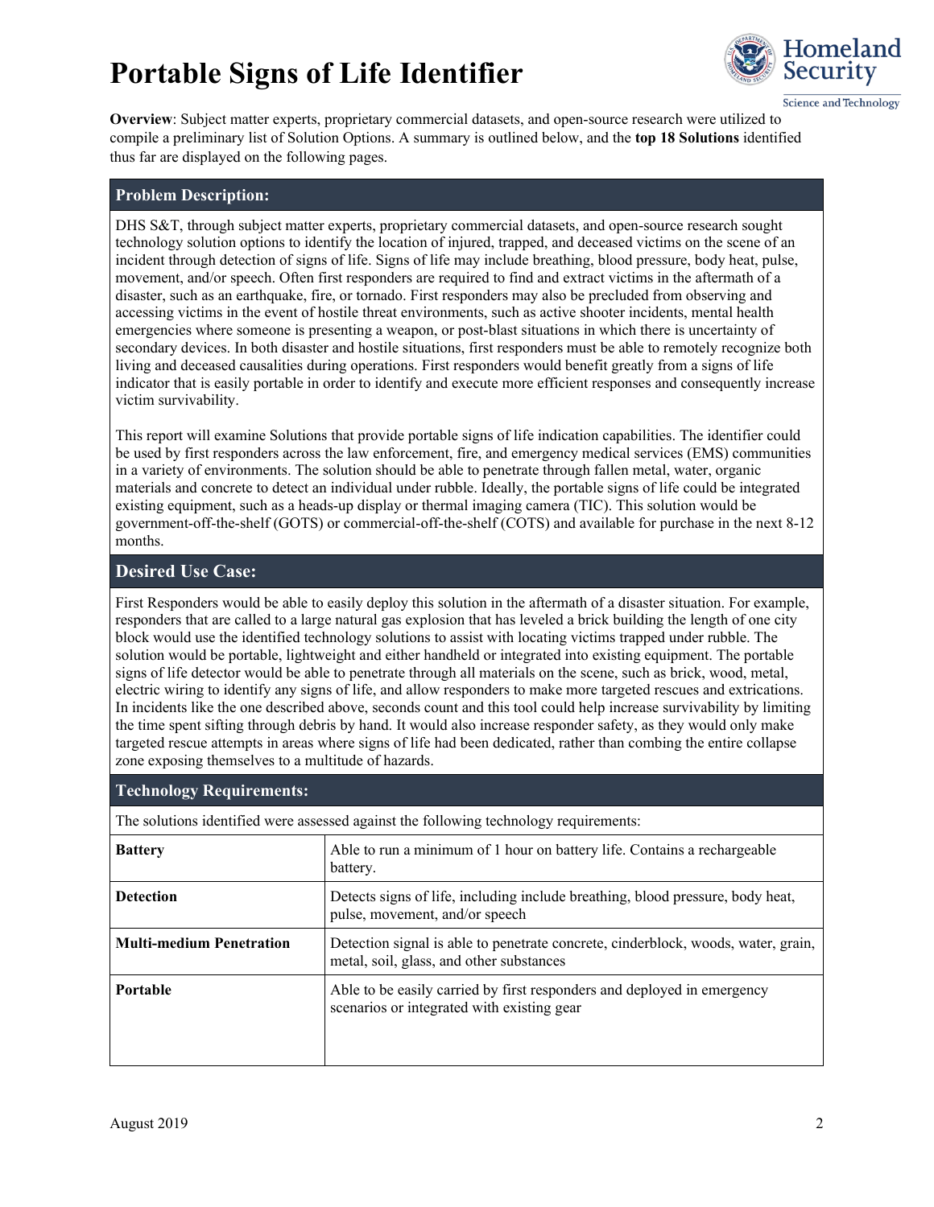# Portable Signs of Life Identifier

**Overview**: Subject matter experts, proprietary commercial datasets, and open-source research were utilized to compile a preliminary list of Solution Options. A summary is outlined below, and the **top 18 Solutions** identified thus far are displayed on the following pages.

## Problem Description:

DHS S&T, through subject matter experts, proprietary commercial datasets, and open-source research sought technology solution options to identify the location of injured, trapped, and deceased victims on the scene of an incident through detection of signs of life. Signs of life may include breathing, blood pressure, body heat, pulse, movement, and/or speech. Often first responders are required to find and extract victims in the aftermath of a disaster, such as an earthquake, fire, or tornado. First responders may also be precluded from observing and accessing victims in the event of hostile threat environments, such as active shooter incidents, mental health emergencies where someone is presenting a weapon, or post-blast situations in which there is uncertainty of secondary devices. In both disaster and hostile situations, first responders must be able to remotely recognize both living and deceased causalities during operations. First responders would benefit greatly from a signs of life indicator that is easily portable in order to identify and execute more efficient responses and consequently increase victim survivability.

This report will examine Solutions that provide portable signs of life indication capabilities. The identifier could be used by first responders across the law enforcement, fire, and emergency medical services (EMS) communities in a variety of environments. The solution should be able to penetrate through fallen metal, water, organic materials and concrete to detect an individual under rubble. Ideally, the portable signs of life could be integrated existing equipment, such as a heads-up display or thermal imaging camera (TIC). This solution would be government-off-the-shelf (GOTS) or commercial-off-the-shelf (COTS) and available for purchase in the next 8-12 months.

## Desired Use Case:

First Responders would be able to easily deploy this solution in the aftermath of a disaster situation. For example, responders that are called to a large natural gas explosion that has leveled a brick building the length of one city block would use the identified technology solutions to assist with locating victims trapped under rubble. The solution would be portable, lightweight and either handheld or integrated into existing equipment. The portable signs of life detector would be able to penetrate through all materials on the scene, such as brick, wood, metal, electric wiring to identify any signs of life, and allow responders to make more targeted rescues and extrications. In incidents like the one described above, seconds count and this tool could help increase survivability by limiting the time spent sifting through debris by hand. It would also increase responder safety, as they would only make targeted rescue attempts in areas where signs of life had been dedicated, rather than combing the entire collapse zone exposing themselves to a multitude of hazards.

## Technology Requirements:

The solutions identified were assessed against the following technology requirements:

| | |
|---|---|
| **Battery** | Able to run a minimum of 1 hour on battery life. Contains a rechargeable battery. |
| **Detection** | Detects signs of life, including include breathing, blood pressure, body heat, pulse, movement, and/or speech |
| **Multi-medium Penetration** | Detection signal is able to penetrate concrete, cinderblock, woods, water, grain, metal, soil, glass, and other substances |
| **Portable** | Able to be easily carried by first responders and deployed in emergency scenarios or integrated with existing gear |

August 2019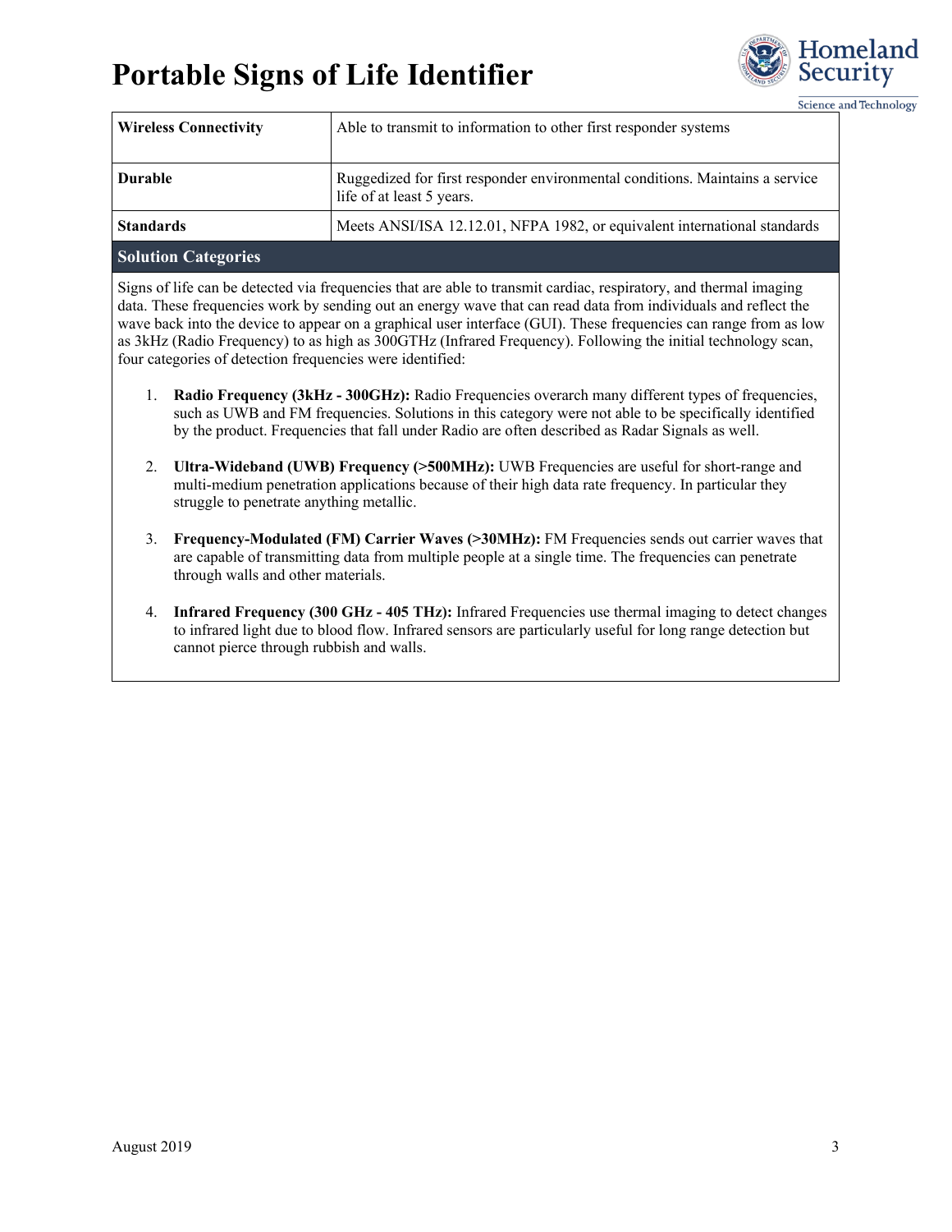| Wireless Connectivity | Able to transmit to information to other first responder systems |
|---|---|
| Durable | Ruggedized for first responder environmental conditions. Maintains a service life of at least 5 years. |
| Standards | Meets ANSI/ISA 12.12.01, NFPA 1982, or equivalent international standards |

## Solution Categories

Signs of life can be detected via frequencies that are able to transmit cardiac, respiratory, and thermal imaging data. These frequencies work by sending out an energy wave that can read data from individuals and reflect the wave back into the device to appear on a graphical user interface (GUI). These frequencies can range from as low as 3kHz (Radio Frequency) to as high as 300GTHz (Infrared Frequency). Following the initial technology scan, four categories of detection frequencies were identified:

1. **Radio Frequency (3kHz - 300GHz):** Radio Frequencies overarch many different types of frequencies, such as UWB and FM frequencies. Solutions in this category were not able to be specifically identified by the product. Frequencies that fall under Radio are often described as Radar Signals as well.

2. **Ultra-Wideband (UWB) Frequency (>500MHz):** UWB Frequencies are useful for short-range and multi-medium penetration applications because of their high data rate frequency. In particular they struggle to penetrate anything metallic.

3. **Frequency-Modulated (FM) Carrier Waves (>30MHz):** FM Frequencies sends out carrier waves that are capable of transmitting data from multiple people at a single time. The frequencies can penetrate through walls and other materials.

4. **Infrared Frequency (300 GHz - 405 THz):** Infrared Frequencies use thermal imaging to detect changes to infrared light due to blood flow. Infrared sensors are particularly useful for long range detection but cannot pierce through rubbish and walls.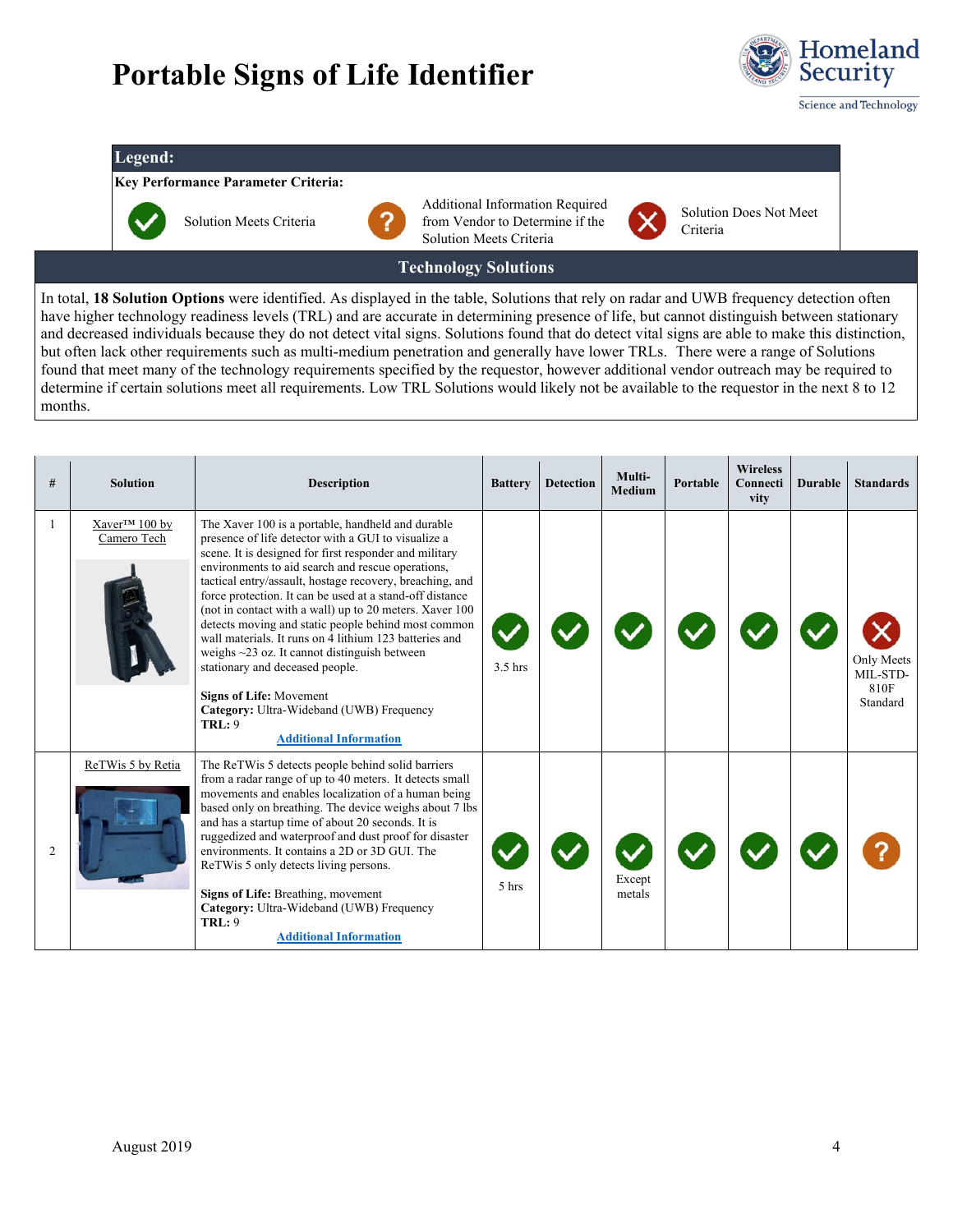# Portable Signs of Life Identifier

| **Legend:** | | | | | |
|---|---|---|---|---|---|
| **Key Performance Parameter Criteria:** | | | | | |
| ✓ | Solution Meets Criteria | ? | Additional Information Required from Vendor to Determine if the Solution Meets Criteria | ✗ | Solution Does Not Meet Criteria |

## Technology Solutions

In total, **18 Solution Options** were identified. As displayed in the table, Solutions that rely on radar and UWB frequency detection often have higher technology readiness levels (TRL) and are accurate in determining presence of life, but cannot distinguish between stationary and decreased individuals because they do not detect vital signs. Solutions found that do detect vital signs are able to make this distinction, but often lack other requirements such as multi-medium penetration and generally have lower TRLs. There were a range of Solutions found that meet many of the technology requirements specified by the requestor, however additional vendor outreach may be required to determine if certain solutions meet all requirements. Low TRL Solutions would likely not be available to the requestor in the next 8 to 12 months.

| # | Solution | Description | Battery | Detection | Multi-Medium | Portable | Wireless Connectivity | Durable | Standards |
|---|---|---|---|---|---|---|---|---|---|
| 1 | Xaver™ 100 by Camero Tech | The Xaver 100 is a portable, handheld and durable presence of life detector with a GUI to visualize a scene. It is designed for first responder and military environments to aid search and rescue operations, tactical entry/assault, hostage recovery, breaching, and force protection. It can be used at a stand-off distance (not in contact with a wall) up to 20 meters. Xaver 100 detects moving and static people behind most common wall materials. It runs on 4 lithium 123 batteries and weighs ~23 oz. It cannot distinguish between stationary and deceased people.<br><br>**Signs of Life:** Movement<br>**Category:** Ultra-Wideband (UWB) Frequency<br>**TRL:** 9<br>**Additional Information** | ✓<br>3.5 hrs | ✓ | ✓ | ✓ | ✓ | ✓ | ✗<br>Only Meets MIL-STD-810F Standard |
| 2 | ReTWis 5 by Retia | The ReTWis 5 detects people behind solid barriers from a radar range of up to 40 meters. It detects small movements and enables localization of a human being based only on breathing. The device weighs about 7 lbs and has a startup time of about 20 seconds. It is ruggedized and waterproof and dust proof for disaster environments. It contains a 2D or 3D GUI. The ReTWis 5 only detects living persons.<br><br>**Signs of Life:** Breathing, movement<br>**Category:** Ultra-Wideband (UWB) Frequency<br>**TRL:** 9<br>**Additional Information** | ✓<br>5 hrs | ✓ | ✓<br>Except metals | ✓ | ✓ | ✓ | ? |

August 2019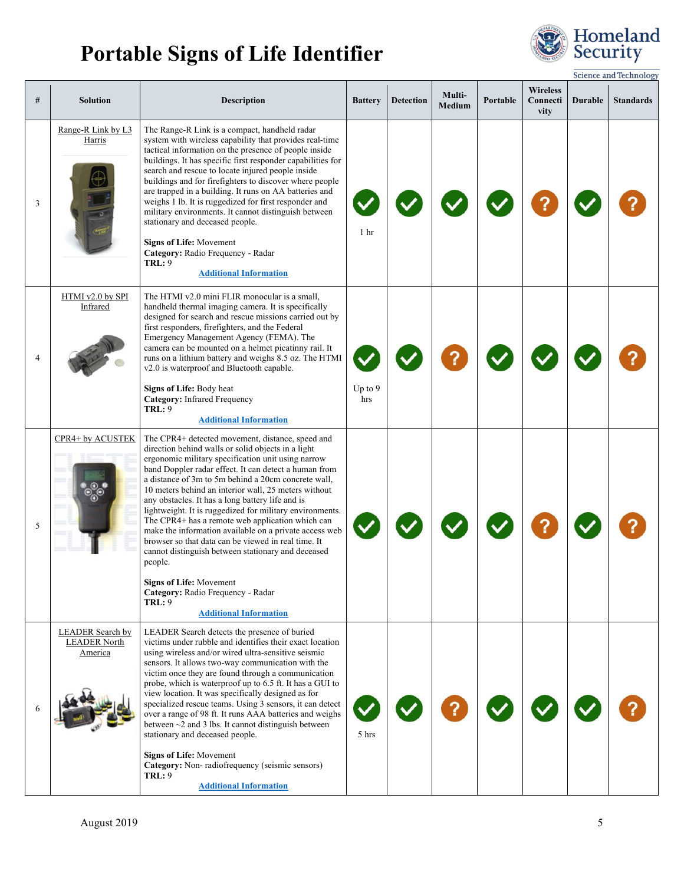# Portable Signs of Life Identifier

| # | Solution | Description | Battery | Detection | Multi-Medium | Portable | Wireless Connectivity | Durable | Standards |
|---|---|---|---|---|---|---|---|---|---|
| 3 | Range-R Link by L3 Harris | The Range-R Link is a compact, handheld radar system with wireless capability that provides real-time tactical information on the presence of people inside buildings. It has specific first responder capabilities for search and rescue to locate injured people inside buildings and for firefighters to discover where people are trapped in a building. It runs on AA batteries and weighs 1 lb. It is ruggedized for first responder and military environments. It cannot distinguish between stationary and deceased people.<br><br>**Signs of Life:** Movement<br>**Category:** Radio Frequency - Radar<br>**TRL:** 9<br>**Additional Information** | ✓ 1 hr | ✓ | ✓ | ✓ | ? | ✓ | ? |
| 4 | HTMI v2.0 by SPI Infrared | The HTMI v2.0 mini FLIR monocular is a small, handheld thermal imaging camera. It is specifically designed for search and rescue missions carried out by first responders, firefighters, and the Federal Emergency Management Agency (FEMA). The camera can be mounted on a helmet picatinny rail. It runs on a lithium battery and weighs 8.5 oz. The HTMI v2.0 is waterproof and Bluetooth capable.<br><br>**Signs of Life:** Body heat<br>**Category:** Infrared Frequency<br>**TRL:** 9<br>**Additional Information** | ✓ Up to 9 hrs | ✓ | ? | ✓ | ✓ | ✓ | ? |
| 5 | CPR4+ by ACUSTEK | The CPR4+ detected movement, distance, speed and direction behind walls or solid objects in a light ergonomic military specification unit using narrow band Doppler radar effect. It can detect a human from a distance of 3m to 5m behind a 20cm concrete wall, 10 meters behind an interior wall, 25 meters without any obstacles. It has a long battery life and is lightweight. It is ruggedized for military environments. The CPR4+ has a remote web application which can make the information available on a private access web browser so that data can be viewed in real time. It cannot distinguish between stationary and deceased people.<br><br>**Signs of Life:** Movement<br>**Category:** Radio Frequency - Radar<br>**TRL:** 9<br>**Additional Information** | ✓ | ✓ | ✓ | ✓ | ? | ✓ | ? |
| 6 | LEADER Search by LEADER North America | LEADER Search detects the presence of buried victims under rubble and identifies their exact location using wireless and/or wired ultra-sensitive seismic sensors. It allows two-way communication with the victim once they are found through a communication probe, which is waterproof up to 6.5 ft. It has a GUI to view location. It was specifically designed as for specialized rescue teams. Using 3 sensors, it can detect over a range of 98 ft. It runs AAA batteries and weighs between ~2 and 3 lbs. It cannot distinguish between stationary and deceased people.<br><br>**Signs of Life:** Movement<br>**Category:** Non- radiofrequency (seismic sensors)<br>**TRL:** 9<br>**Additional Information** | ✓ 5 hrs | ✓ | ? | ✓ | ✓ | ✓ | ? |

August 2019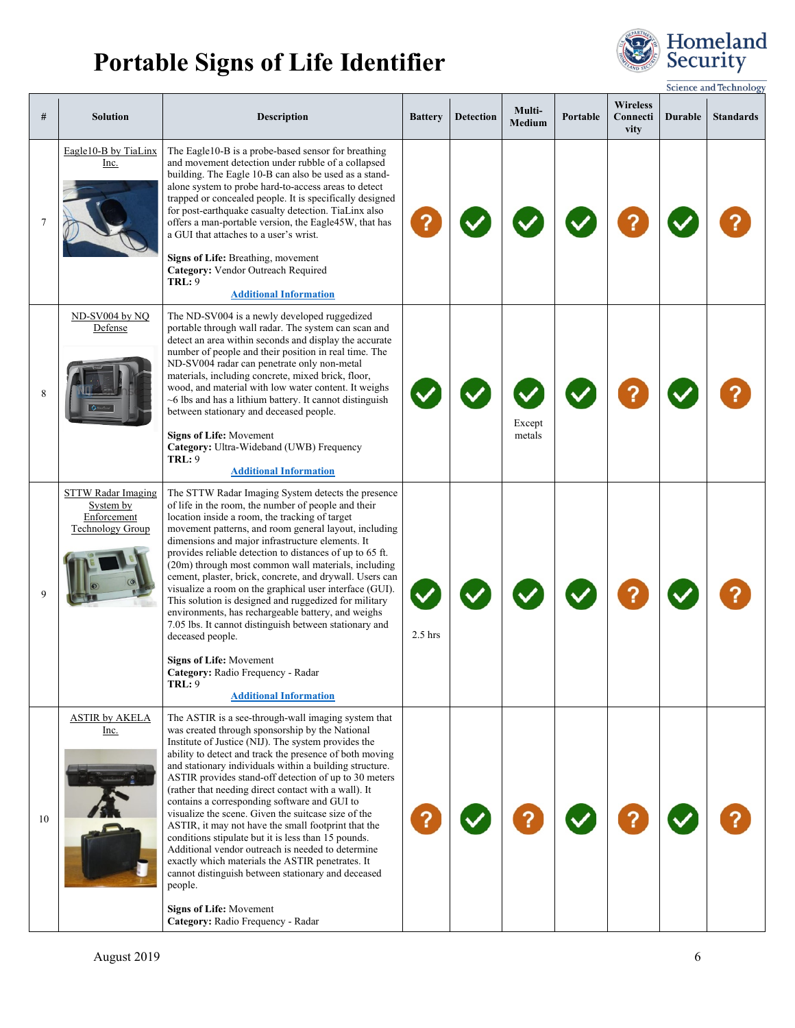# Portable Signs of Life Identifier

Homeland Security

Science and Technology

| # | Solution | Description | Battery | Detection | Multi-Medium | Portable | Wireless Connectivity | Durable | Standards |
|---|---|---|---|---|---|---|---|---|---|
| 7 | Eagle10-B by TiaLinx Inc. | The Eagle10-B is a probe-based sensor for breathing and movement detection under rubble of a collapsed building. The Eagle 10-B can also be used as a stand-alone system to probe hard-to-access areas to detect trapped or concealed people. It is specifically designed for post-earthquake casualty detection. TiaLinx also offers a man-portable version, the Eagle45W, that has a GUI that attaches to a user's wrist.<br><br>**Signs of Life:** Breathing, movement<br>**Category:** Vendor Outreach Required<br>**TRL:** 9<br>**Additional Information** | ? | ✓ | ✓ | ✓ | ? | ✓ | ? |
| 8 | ND-SV004 by NQ Defense | The ND-SV004 is a newly developed ruggedized portable through wall radar. The system can scan and detect an area within seconds and display the accurate number of people and their position in real time. The ND-SV004 radar can penetrate only non-metal materials, including concrete, mixed brick, floor, wood, and material with low water content. It weighs ~6 lbs and has a lithium battery. It cannot distinguish between stationary and deceased people.<br><br>**Signs of Life:** Movement<br>**Category:** Ultra-Wideband (UWB) Frequency<br>**TRL:** 9<br>**Additional Information** | ✓ | ✓ | ✓ Except metals | ✓ | ? | ✓ | ? |
| 9 | STTW Radar Imaging System by Enforcement Technology Group | The STTW Radar Imaging System detects the presence of life in the room, the number of people and their location inside a room, the tracking of target movement patterns, and room general layout, including dimensions and major infrastructure elements. It provides reliable detection to distances of up to 65 ft. (20m) through most common wall materials, including cement, plaster, brick, concrete, and drywall. Users can visualize a room on the graphical user interface (GUI). This solution is designed and ruggedized for military environments, has rechargeable battery, and weighs 7.05 lbs. It cannot distinguish between stationary and deceased people.<br><br>**Signs of Life:** Movement<br>**Category:** Radio Frequency - Radar<br>**TRL:** 9<br>**Additional Information** | ✓ 2.5 hrs | ✓ | ✓ | ✓ | ? | ✓ | ? |
| 10 | ASTIR by AKELA Inc. | The ASTIR is a see-through-wall imaging system that was created through sponsorship by the National Institute of Justice (NIJ). The system provides the ability to detect and track the presence of both moving and stationary individuals within a building structure. ASTIR provides stand-off detection of up to 30 meters (rather that needing direct contact with a wall). It contains a corresponding software and GUI to visualize the scene. Given the suitcase size of the ASTIR, it may not have the small footprint that the conditions stipulate but it is less than 15 pounds. Additional vendor outreach is needed to determine exactly which materials the ASTIR penetrates. It cannot distinguish between stationary and deceased people.<br><br>**Signs of Life:** Movement<br>**Category:** Radio Frequency - Radar | ? | ✓ | ? | ✓ | ? | ✓ | ? |

August 2019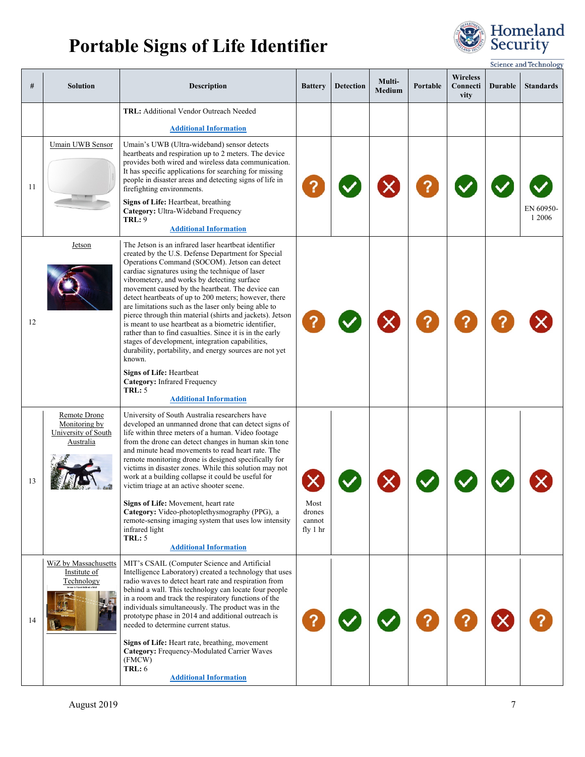# Portable Signs of Life Identifier

| # | Solution | Description | Battery | Detection | Multi-Medium | Portable | Wireless Connectivity | Durable | Standards |
|---|---|---|---|---|---|---|---|---|---|
| | | **TRL:** Additional Vendor Outreach Needed<br><br>Additional Information | | | | | | | |
| 11 | Umain UWB Sensor | Umain's UWB (Ultra-wideband) sensor detects heartbeats and respiration up to 2 meters. The device provides both wired and wireless data communication. It has specific applications for searching for missing people in disaster areas and detecting signs of life in firefighting environments.<br><br>**Signs of Life:** Heartbeat, breathing<br>**Category:** Ultra-Wideband Frequency<br>**TRL:** 9<br><br>Additional Information | ? | ✓ | ✗ | ? | ✓ | ✓ | ✓ EN 60950-1 2006 |
| 12 | Jetson | The Jetson is an infrared laser heartbeat identifier created by the U.S. Defense Department for Special Operations Command (SOCOM). Jetson can detect cardiac signatures using the technique of laser vibrometery, and works by detecting surface movement caused by the heartbeat. The device can detect heartbeats of up to 200 meters; however, there are limitations such as the laser only being able to pierce through thin material (shirts and jackets). Jetson is meant to use heartbeat as a biometric identifier, rather than to find casualties. Since it is in the early stages of development, integration capabilities, durability, portability, and energy sources are not yet known.<br><br>**Signs of Life:** Heartbeat<br>**Category:** Infrared Frequency<br>**TRL:** 5<br><br>Additional Information | ? | ✓ | ✗ | ? | ? | ? | ✗ |
| 13 | Remote Drone Monitoring by University of South Australia | University of South Australia researchers have developed an unmanned drone that can detect signs of life within three meters of a human. Video footage from the drone can detect changes in human skin tone and minute head movements to read heart rate. The remote monitoring drone is designed specifically for victims in disaster zones. While this solution may not work at a building collapse it could be useful for victim triage at an active shooter scene.<br><br>**Signs of Life:** Movement, heart rate<br>**Category:** Video-photoplethysmography (PPG), a remote-sensing imaging system that uses low intensity infrared light<br>**TRL:** 5<br><br>Additional Information | ✗ Most drones cannot fly 1 hr | ✓ | ✗ | ✓ | ✓ | ✓ | ✗ |
| 14 | WiZ by Massachusetts Institute of Technology | MIT's CSAIL (Computer Science and Artificial Intelligence Laboratory) created a technology that uses radio waves to detect heart rate and respiration from behind a wall. This technology can locate four people in a room and track the respiratory functions of the individuals simultaneously. The product was in the prototype phase in 2014 and additional outreach is needed to determine current status.<br><br>**Signs of Life:** Heart rate, breathing, movement<br>**Category:** Frequency-Modulated Carrier Waves (FMCW)<br>**TRL:** 6<br><br>Additional Information | ? | ✓ | ✓ | ? | ? | ✗ | ? |

August 2019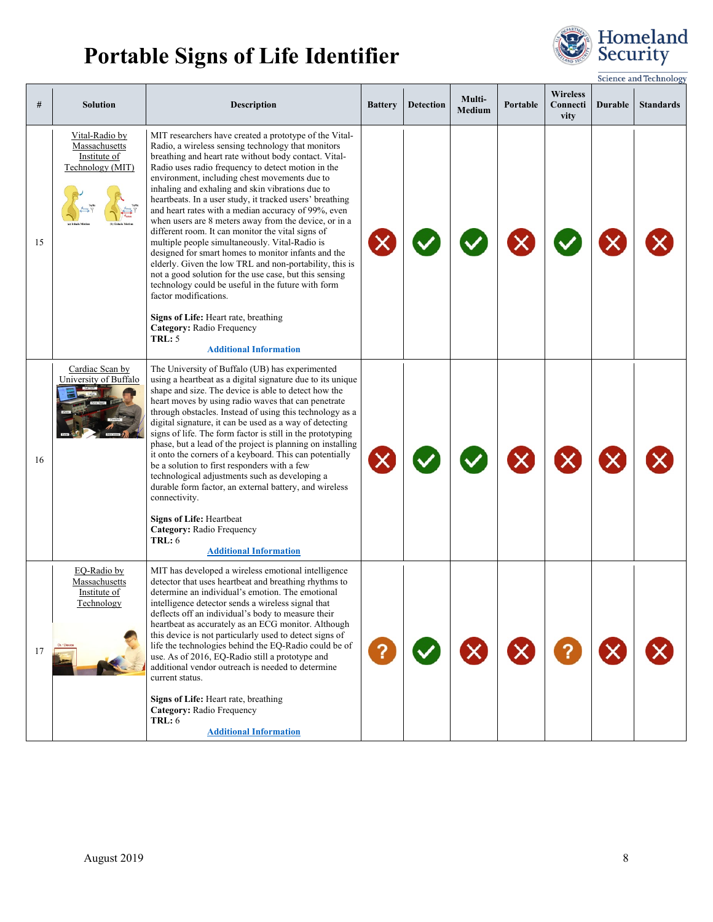# Portable Signs of Life Identifier

| # | Solution | Description | Battery | Detection | Multi-Medium | Portable | Wireless Connectivity | Durable | Standards |
|---|---|---|---|---|---|---|---|---|---|
| 15 | Vital-Radio by Massachusetts Institute of Technology (MIT) | MIT researchers have created a prototype of the Vital-Radio, a wireless sensing technology that monitors breathing and heart rate without body contact. Vital-Radio uses radio frequency to detect motion in the environment, including chest movements due to inhaling and exhaling and skin vibrations due to heartbeats. In a user study, it tracked users' breathing and heart rates with a median accuracy of 99%, even when users are 8 meters away from the device, or in a different room. It can monitor the vital signs of multiple people simultaneously. Vital-Radio is designed for smart homes to monitor infants and the elderly. Given the low TRL and non-portability, this is not a good solution for the use case, but this sensing technology could be useful in the future with form factor modifications.<br><br>**Signs of Life:** Heart rate, breathing<br>**Category:** Radio Frequency<br>**TRL:** 5<br>Additional Information | ✗ | ✓ | ✓ | ✗ | ✓ | ✗ | ✗ |
| 16 | Cardiac Scan by University of Buffalo | The University of Buffalo (UB) has experimented using a heartbeat as a digital signature due to its unique shape and size. The device is able to detect how the heart moves by using radio waves that can penetrate through obstacles. Instead of using this technology as a digital signature, it can be used as a way of detecting signs of life. The form factor is still in the prototyping phase, but a lead of the project is planning on installing it onto the corners of a keyboard. This can potentially be a solution to first responders with a few technological adjustments such as developing a durable form factor, an external battery, and wireless connectivity.<br><br>**Signs of Life:** Heartbeat<br>**Category:** Radio Frequency<br>**TRL:** 6<br>Additional Information | ✗ | ✓ | ✓ | ✗ | ✗ | ✗ | ✗ |
| 17 | EQ-Radio by Massachusetts Institute of Technology | MIT has developed a wireless emotional intelligence detector that uses heartbeat and breathing rhythms to determine an individual's emotion. The emotional intelligence detector sends a wireless signal that deflects off an individual's body to measure their heartbeat as accurately as an ECG monitor. Although this device is not particularly used to detect signs of life the technologies behind the EQ-Radio could be of use. As of 2016, EQ-Radio still a prototype and additional vendor outreach is needed to determine current status.<br><br>**Signs of Life:** Heart rate, breathing<br>**Category:** Radio Frequency<br>**TRL:** 6<br>Additional Information | ? | ✓ | ✗ | ✗ | ? | ✗ | ✗ |

August 2019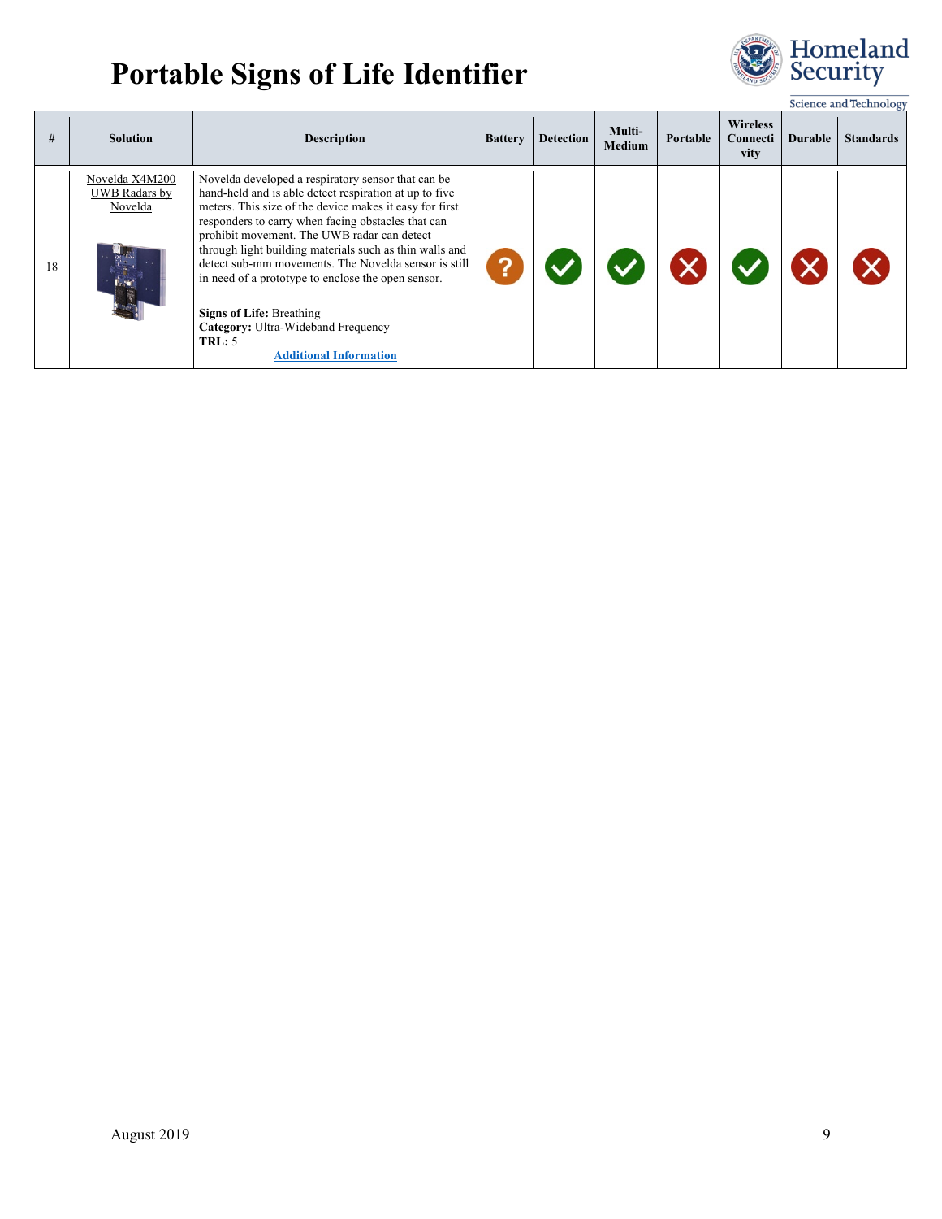# Portable Signs of Life Identifier

| # | Solution | Description | Battery | Detection | Multi-Medium | Portable | Wireless Connectivity | Durable | Standards |
|---|---|---|---|---|---|---|---|---|---|
| 18 | Novelda X4M200 UWB Radars by Novelda | Novelda developed a respiratory sensor that can be hand-held and is able detect respiration at up to five meters. This size of the device makes it easy for first responders to carry when facing obstacles that can prohibit movement. The UWB radar can detect through light building materials such as thin walls and detect sub-mm movements. The Novelda sensor is still in need of a prototype to enclose the open sensor.<br><br>**Signs of Life:** Breathing<br>**Category:** Ultra-Wideband Frequency<br>**TRL:** 5<br>**Additional Information** | ? | ✓ | ✓ | ✗ | ✓ | ✗ | ✗ |

August 2019